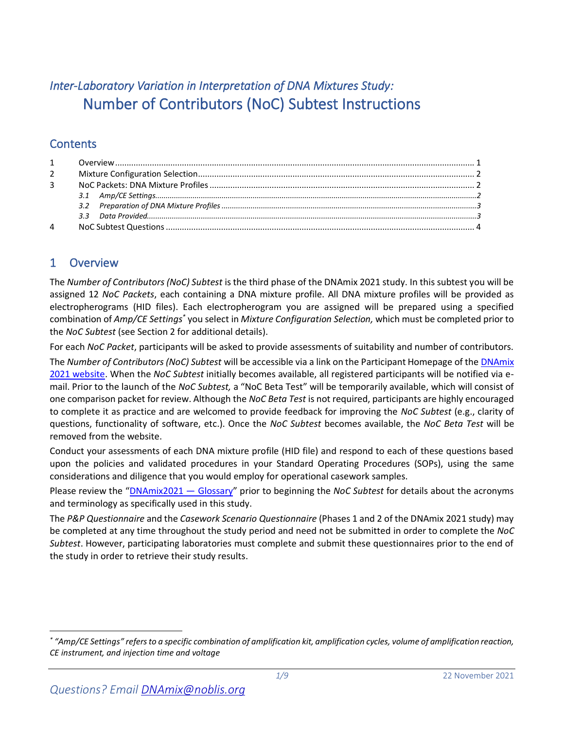# *Inter-Laboratory Variation in Interpretation of DNA Mixtures Study:* Number of Contributors (NoC) Subtest Instructions

## Contents

1 Overview ... 1
2 Mixture Configuration Selection ... 2
3 NoC Packets: DNA Mixture Profiles ... 2
  3.1 Amp/CE Settings ... 2
  3.2 Preparation of DNA Mixture Profiles ... 3
  3.3 Data Provided ... 3
4 NoC Subtest Questions ... 4

## 1 Overview

The *Number of Contributors (NoC) Subtest* is the third phase of the DNAmix 2021 study. In this subtest you will be assigned 12 *NoC Packets*, each containing a DNA mixture profile. All DNA mixture profiles will be provided as electropherograms (HID files). Each electropherogram you are assigned will be prepared using a specified combination of *Amp/CE Settings*[*] you select in *Mixture Configuration Selection,* which must be completed prior to the *NoC Subtest* (see Section 2 for additional details).

For each *NoC Packet*, participants will be asked to provide assessments of suitability and number of contributors.

The *Number of Contributors (NoC) Subtest* will be accessible via a link on the Participant Homepage of the [DNAmix 2021 website](). When the *NoC Subtest* initially becomes available, all registered participants will be notified via e-mail. Prior to the launch of the *NoC Subtest,* a "NoC Beta Test" will be temporarily available, which will consist of one comparison packet for review. Although the *NoC Beta Test* is not required, participants are highly encouraged to complete it as practice and are welcomed to provide feedback for improving the *NoC Subtest* (e.g., clarity of questions, functionality of software, etc.). Once the *NoC Subtest* becomes available, the *NoC Beta Test* will be removed from the website.

Conduct your assessments of each DNA mixture profile (HID file) and respond to each of these questions based upon the policies and validated procedures in your Standard Operating Procedures (SOPs), using the same considerations and diligence that you would employ for operational casework samples.

Please review the "[DNAmix2021 — Glossary]()" prior to beginning the *NoC Subtest* for details about the acronyms and terminology as specifically used in this study.

The *P&P Questionnaire* and the *Casework Scenario Questionnaire* (Phases 1 and 2 of the DNAmix 2021 study) may be completed at any time throughout the study period and need not be submitted in order to complete the *NoC Subtest*. However, participating laboratories must complete and submit these questionnaires prior to the end of the study in order to retrieve their study results.

---

[*] *"Amp/CE Settings" refers to a specific combination of amplification kit, amplification cycles, volume of amplification reaction, CE instrument, and injection time and voltage*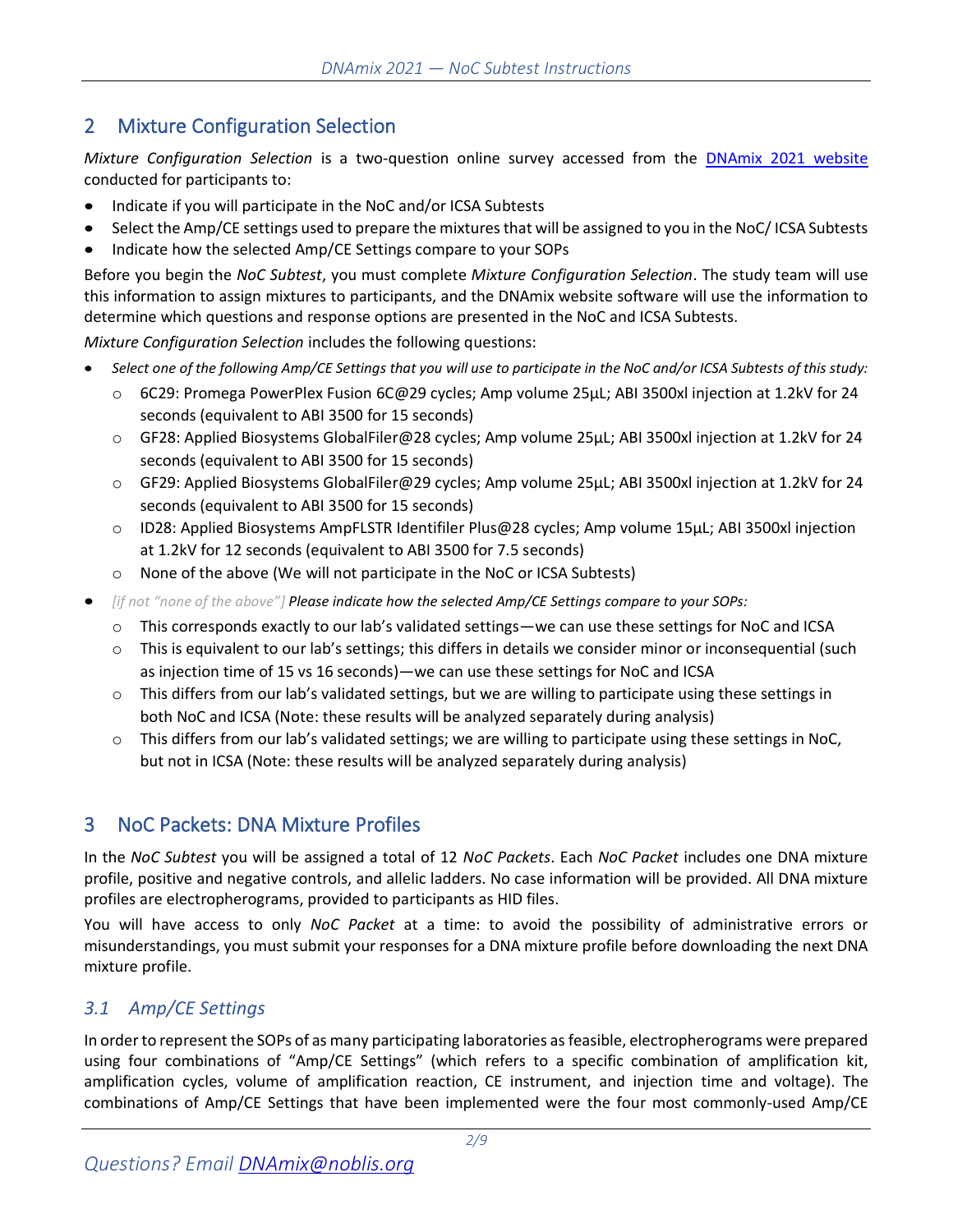## 2 Mixture Configuration Selection

*Mixture Configuration Selection* is a two-question online survey accessed from the [DNAmix 2021 website](DNAmix 2021 website) conducted for participants to:

- Indicate if you will participate in the NoC and/or ICSA Subtests
- Select the Amp/CE settings used to prepare the mixtures that will be assigned to you in the NoC/ ICSA Subtests
- Indicate how the selected Amp/CE Settings compare to your SOPs

Before you begin the *NoC Subtest*, you must complete *Mixture Configuration Selection*. The study team will use this information to assign mixtures to participants, and the DNAmix website software will use the information to determine which questions and response options are presented in the NoC and ICSA Subtests.

*Mixture Configuration Selection* includes the following questions:

- *Select one of the following Amp/CE Settings that you will use to participate in the NoC and/or ICSA Subtests of this study:*
  - 6C29: Promega PowerPlex Fusion 6C@29 cycles; Amp volume 25µL; ABI 3500xl injection at 1.2kV for 24 seconds (equivalent to ABI 3500 for 15 seconds)
  - GF28: Applied Biosystems GlobalFiler@28 cycles; Amp volume 25µL; ABI 3500xl injection at 1.2kV for 24 seconds (equivalent to ABI 3500 for 15 seconds)
  - GF29: Applied Biosystems GlobalFiler@29 cycles; Amp volume 25µL; ABI 3500xl injection at 1.2kV for 24 seconds (equivalent to ABI 3500 for 15 seconds)
  - ID28: Applied Biosystems AmpFLSTR Identifiler Plus@28 cycles; Amp volume 15µL; ABI 3500xl injection at 1.2kV for 12 seconds (equivalent to ABI 3500 for 7.5 seconds)
  - None of the above (We will not participate in the NoC or ICSA Subtests)
- *[if not "none of the above"]* ***Please indicate how the selected Amp/CE Settings compare to your SOPs:***
  - This corresponds exactly to our lab's validated settings—we can use these settings for NoC and ICSA
  - This is equivalent to our lab's settings; this differs in details we consider minor or inconsequential (such as injection time of 15 vs 16 seconds)—we can use these settings for NoC and ICSA
  - This differs from our lab's validated settings, but we are willing to participate using these settings in both NoC and ICSA (Note: these results will be analyzed separately during analysis)
  - This differs from our lab's validated settings; we are willing to participate using these settings in NoC, but not in ICSA (Note: these results will be analyzed separately during analysis)

## 3 NoC Packets: DNA Mixture Profiles

In the *NoC Subtest* you will be assigned a total of 12 *NoC Packets*. Each *NoC Packet* includes one DNA mixture profile, positive and negative controls, and allelic ladders. No case information will be provided. All DNA mixture profiles are electropherograms, provided to participants as HID files.

You will have access to only *NoC Packet* at a time: to avoid the possibility of administrative errors or misunderstandings, you must submit your responses for a DNA mixture profile before downloading the next DNA mixture profile.

### *3.1 Amp/CE Settings*

In order to represent the SOPs of as many participating laboratories as feasible, electropherograms were prepared using four combinations of "Amp/CE Settings" (which refers to a specific combination of amplification kit, amplification cycles, volume of amplification reaction, CE instrument, and injection time and voltage). The combinations of Amp/CE Settings that have been implemented were the four most commonly-used Amp/CE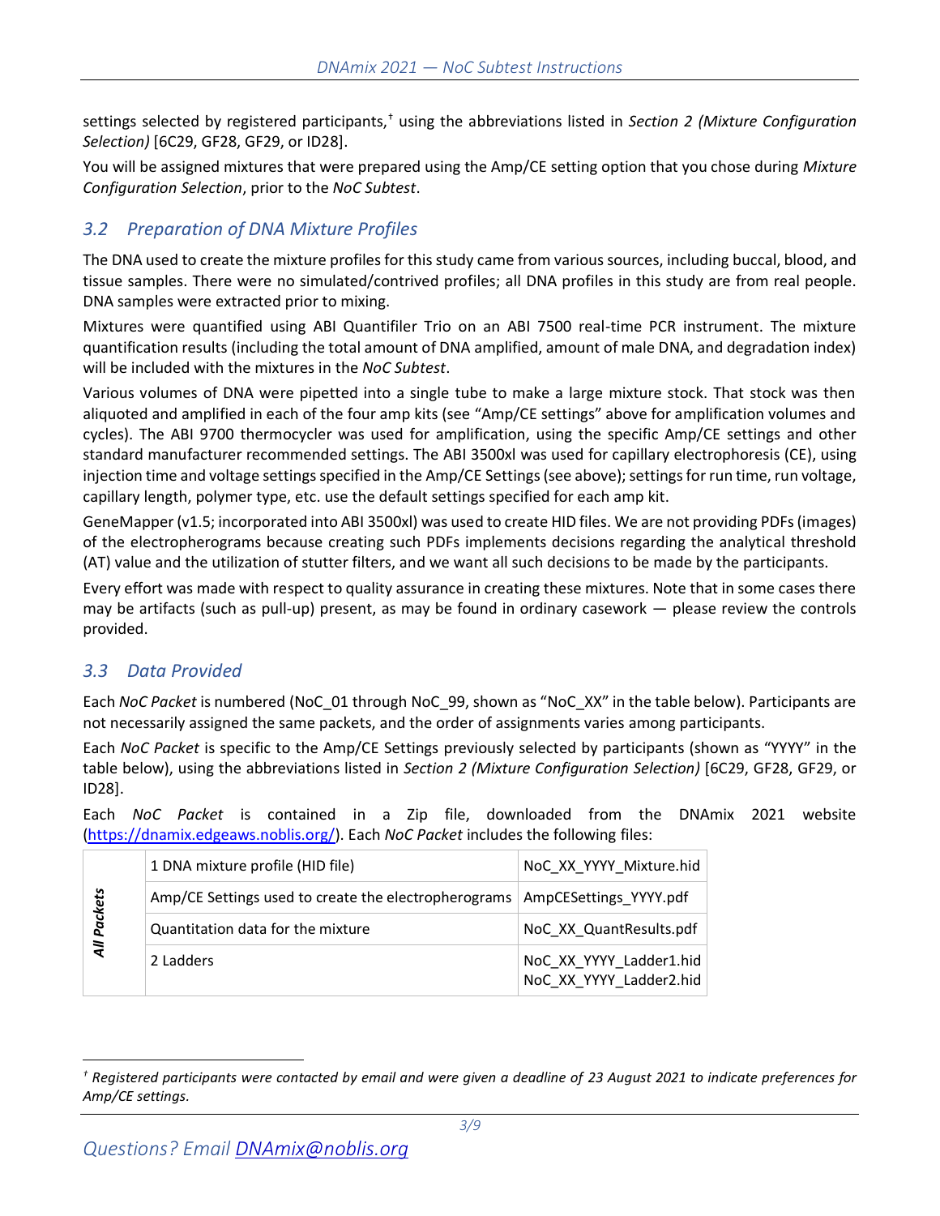settings selected by registered participants,[†] using the abbreviations listed in *Section 2 (Mixture Configuration Selection)* [6C29, GF28, GF29, or ID28].

You will be assigned mixtures that were prepared using the Amp/CE setting option that you chose during *Mixture Configuration Selection*, prior to the *NoC Subtest*.

## 3.2 Preparation of DNA Mixture Profiles

The DNA used to create the mixture profiles for this study came from various sources, including buccal, blood, and tissue samples. There were no simulated/contrived profiles; all DNA profiles in this study are from real people. DNA samples were extracted prior to mixing.

Mixtures were quantified using ABI Quantifiler Trio on an ABI 7500 real-time PCR instrument. The mixture quantification results (including the total amount of DNA amplified, amount of male DNA, and degradation index) will be included with the mixtures in the *NoC Subtest*.

Various volumes of DNA were pipetted into a single tube to make a large mixture stock. That stock was then aliquoted and amplified in each of the four amp kits (see "Amp/CE settings" above for amplification volumes and cycles). The ABI 9700 thermocycler was used for amplification, using the specific Amp/CE settings and other standard manufacturer recommended settings. The ABI 3500xl was used for capillary electrophoresis (CE), using injection time and voltage settings specified in the Amp/CE Settings (see above); settings for run time, run voltage, capillary length, polymer type, etc. use the default settings specified for each amp kit.

GeneMapper (v1.5; incorporated into ABI 3500xl) was used to create HID files. We are not providing PDFs (images) of the electropherograms because creating such PDFs implements decisions regarding the analytical threshold (AT) value and the utilization of stutter filters, and we want all such decisions to be made by the participants.

Every effort was made with respect to quality assurance in creating these mixtures. Note that in some cases there may be artifacts (such as pull-up) present, as may be found in ordinary casework — please review the controls provided.

## 3.3 Data Provided

Each *NoC Packet* is numbered (NoC_01 through NoC_99, shown as "NoC_XX" in the table below). Participants are not necessarily assigned the same packets, and the order of assignments varies among participants.

Each *NoC Packet* is specific to the Amp/CE Settings previously selected by participants (shown as "YYYY" in the table below), using the abbreviations listed in *Section 2 (Mixture Configuration Selection)* [6C29, GF28, GF29, or ID28].

Each *NoC Packet* is contained in a Zip file, downloaded from the DNAmix 2021 website (https://dnamix.edgeaws.noblis.org/). Each *NoC Packet* includes the following files:

| | | |
|---|---|---|
| ***All Packets*** | 1 DNA mixture profile (HID file) | NoC_XX_YYYY_Mixture.hid |
| | Amp/CE Settings used to create the electropherograms | AmpCESettings_YYYY.pdf |
| | Quantitation data for the mixture | NoC_XX_QuantResults.pdf |
| | 2 Ladders | NoC_XX_YYYY_Ladder1.hid<br>NoC_XX_YYYY_Ladder2.hid |

[†] *Registered participants were contacted by email and were given a deadline of 23 August 2021 to indicate preferences for Amp/CE settings.*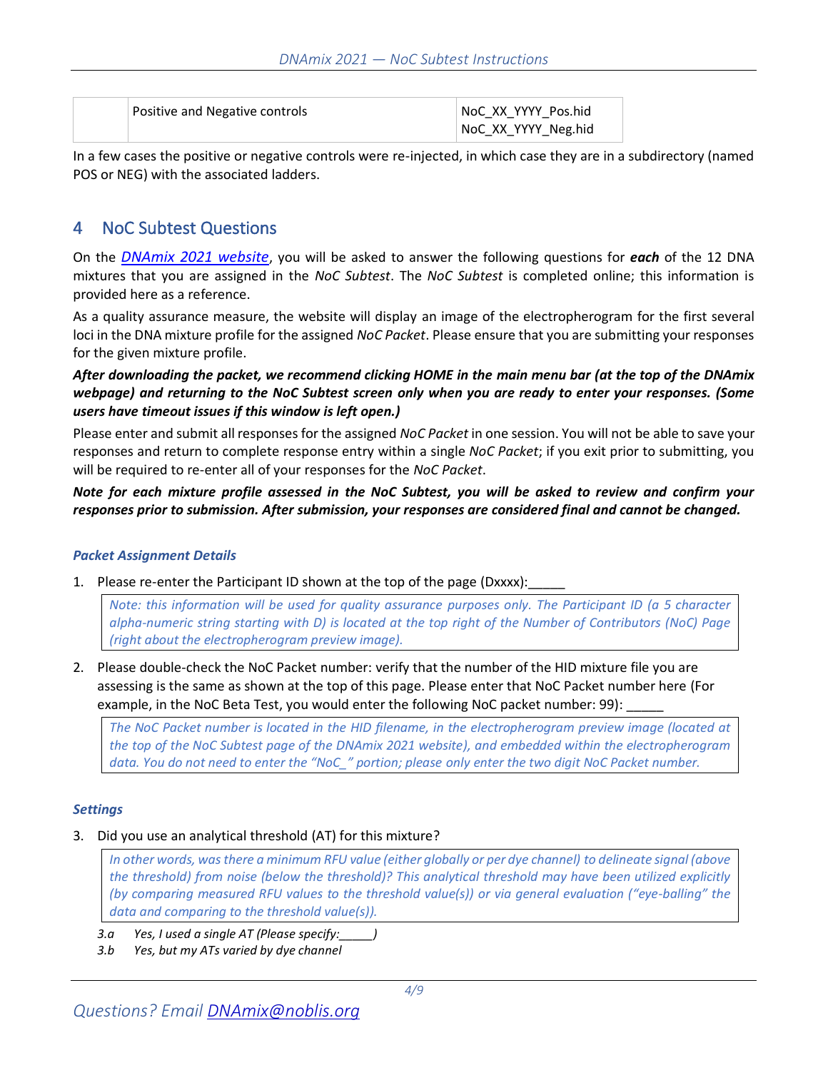| | Positive and Negative controls | NoC_XX_YYYY_Pos.hid<br>NoC_XX_YYYY_Neg.hid |
|---|---|---|

In a few cases the positive or negative controls were re-injected, in which case they are in a subdirectory (named POS or NEG) with the associated ladders.

## 4 NoC Subtest Questions

On the *DNAmix 2021 website*, you will be asked to answer the following questions for ***each*** of the 12 DNA mixtures that you are assigned in the *NoC Subtest*. The *NoC Subtest* is completed online; this information is provided here as a reference.

As a quality assurance measure, the website will display an image of the electropherogram for the first several loci in the DNA mixture profile for the assigned *NoC Packet*. Please ensure that you are submitting your responses for the given mixture profile.

***After downloading the packet, we recommend clicking HOME in the main menu bar (at the top of the DNAmix webpage) and returning to the NoC Subtest screen only when you are ready to enter your responses. (Some users have timeout issues if this window is left open.)***

Please enter and submit all responses for the assigned *NoC Packet* in one session. You will not be able to save your responses and return to complete response entry within a single *NoC Packet*; if you exit prior to submitting, you will be required to re-enter all of your responses for the *NoC Packet*.

***Note for each mixture profile assessed in the NoC Subtest, you will be asked to review and confirm your responses prior to submission. After submission, your responses are considered final and cannot be changed.***

#### *Packet Assignment Details*

1. Please re-enter the Participant ID shown at the top of the page (Dxxxx):_____

   *Note: this information will be used for quality assurance purposes only. The Participant ID (a 5 character alpha-numeric string starting with D) is located at the top right of the Number of Contributors (NoC) Page (right about the electropherogram preview image).*

2. Please double-check the NoC Packet number: verify that the number of the HID mixture file you are assessing is the same as shown at the top of this page. Please enter that NoC Packet number here (For example, in the NoC Beta Test, you would enter the following NoC packet number: 99): _____

   *The NoC Packet number is located in the HID filename, in the electropherogram preview image (located at the top of the NoC Subtest page of the DNAmix 2021 website), and embedded within the electropherogram data. You do not need to enter the "NoC_" portion; please only enter the two digit NoC Packet number.*

#### *Settings*

3. Did you use an analytical threshold (AT) for this mixture?

   *In other words, was there a minimum RFU value (either globally or per dye channel) to delineate signal (above the threshold) from noise (below the threshold)? This analytical threshold may have been utilized explicitly (by comparing measured RFU values to the threshold value(s)) or via general evaluation ("eye-balling" the data and comparing to the threshold value(s)).*

   *3.a Yes, I used a single AT (Please specify:_____)*
   *3.b Yes, but my ATs varied by dye channel*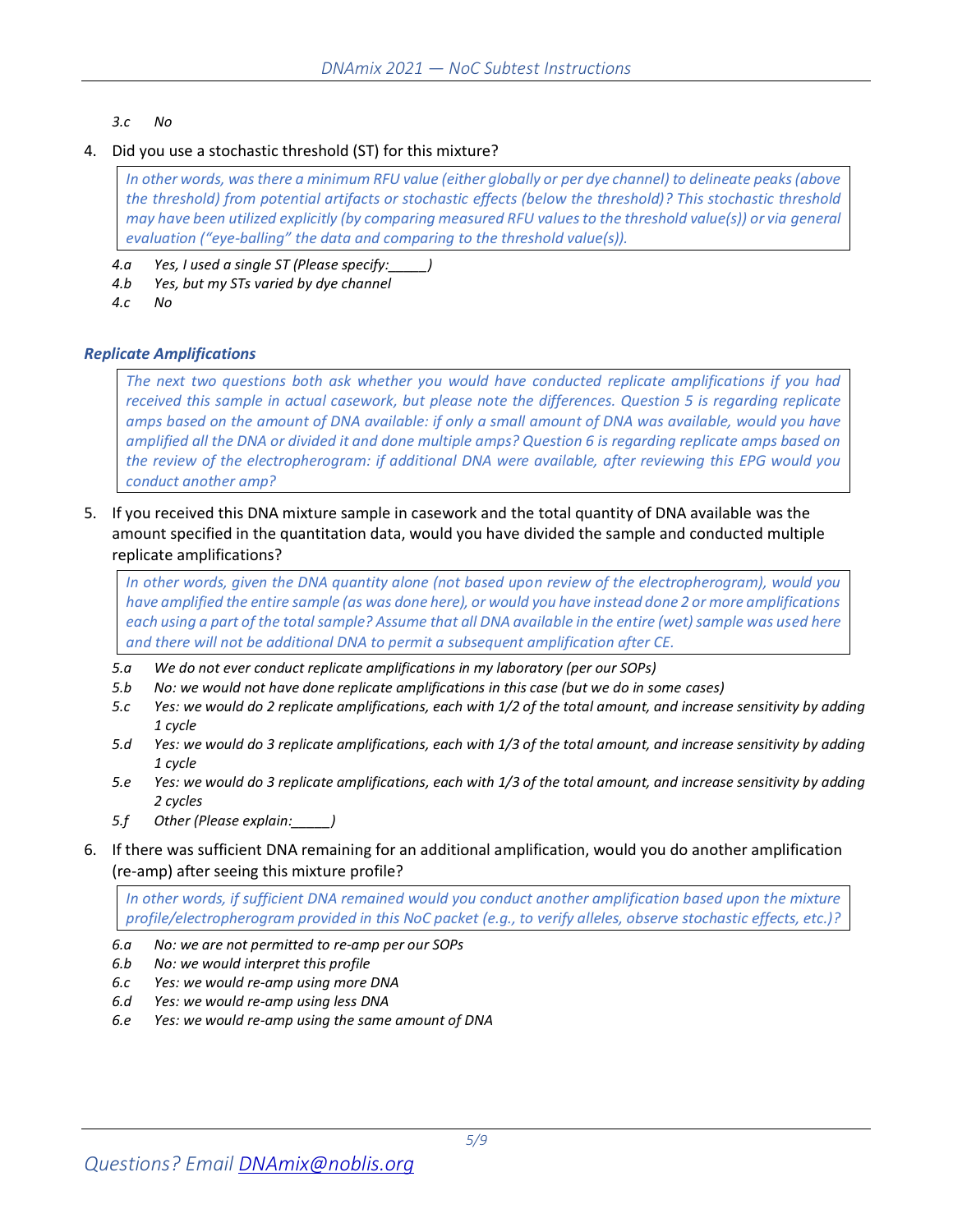*3.c No*

4. Did you use a stochastic threshold (ST) for this mixture?

> *In other words, was there a minimum RFU value (either globally or per dye channel) to delineate peaks (above the threshold) from potential artifacts or stochastic effects (below the threshold)? This stochastic threshold may have been utilized explicitly (by comparing measured RFU values to the threshold value(s)) or via general evaluation ("eye-balling" the data and comparing to the threshold value(s)).*

*4.a Yes, I used a single ST (Please specify:_____)*
*4.b Yes, but my STs varied by dye channel*
*4.c No*

### *Replicate Amplifications*

> *The next two questions both ask whether you would have conducted replicate amplifications if you had received this sample in actual casework, but please note the differences. Question 5 is regarding replicate amps based on the amount of DNA available: if only a small amount of DNA was available, would you have amplified all the DNA or divided it and done multiple amps? Question 6 is regarding replicate amps based on the review of the electropherogram: if additional DNA were available, after reviewing this EPG would you conduct another amp?*

5. If you received this DNA mixture sample in casework and the total quantity of DNA available was the amount specified in the quantitation data, would you have divided the sample and conducted multiple replicate amplifications?

> *In other words, given the DNA quantity alone (not based upon review of the electropherogram), would you have amplified the entire sample (as was done here), or would you have instead done 2 or more amplifications each using a part of the total sample? Assume that all DNA available in the entire (wet) sample was used here and there will not be additional DNA to permit a subsequent amplification after CE.*

*5.a We do not ever conduct replicate amplifications in my laboratory (per our SOPs)*
*5.b No: we would not have done replicate amplifications in this case (but we do in some cases)*
*5.c Yes: we would do 2 replicate amplifications, each with 1/2 of the total amount, and increase sensitivity by adding 1 cycle*
*5.d Yes: we would do 3 replicate amplifications, each with 1/3 of the total amount, and increase sensitivity by adding 1 cycle*
*5.e Yes: we would do 3 replicate amplifications, each with 1/3 of the total amount, and increase sensitivity by adding 2 cycles*
*5.f Other (Please explain:_____)*

6. If there was sufficient DNA remaining for an additional amplification, would you do another amplification (re-amp) after seeing this mixture profile?

> *In other words, if sufficient DNA remained would you conduct another amplification based upon the mixture profile/electropherogram provided in this NoC packet (e.g., to verify alleles, observe stochastic effects, etc.)?*

*6.a No: we are not permitted to re-amp per our SOPs*
*6.b No: we would interpret this profile*
*6.c Yes: we would re-amp using more DNA*
*6.d Yes: we would re-amp using less DNA*
*6.e Yes: we would re-amp using the same amount of DNA*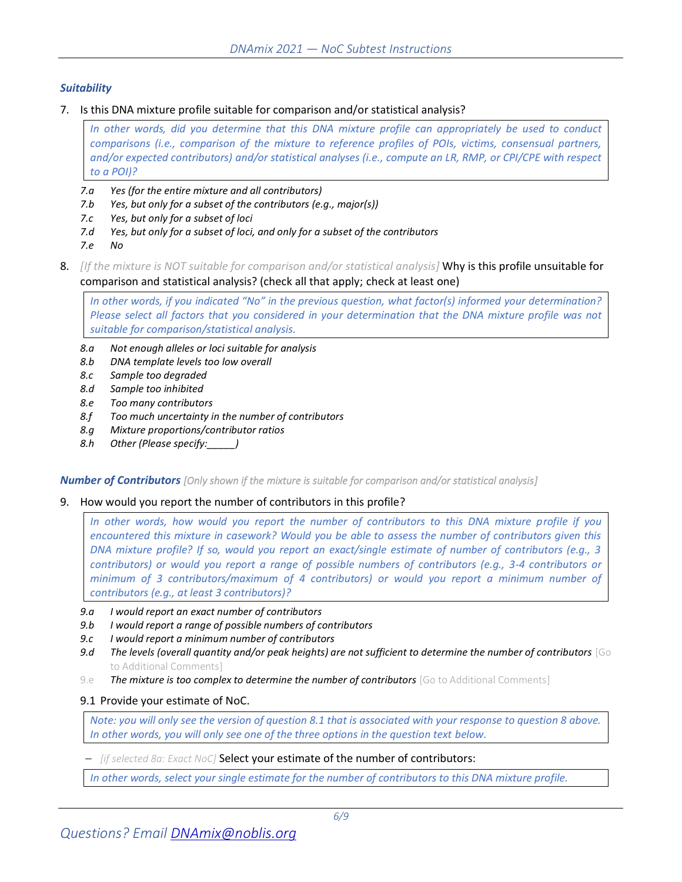### *Suitability*

7. Is this DNA mixture profile suitable for comparison and/or statistical analysis?

> *In other words, did you determine that this DNA mixture profile can appropriately be used to conduct comparisons (i.e., comparison of the mixture to reference profiles of POIs, victims, consensual partners, and/or expected contributors) and/or statistical analyses (i.e., compute an LR, RMP, or CPI/CPE with respect to a POI)?*

- *7.a Yes (for the entire mixture and all contributors)*
- *7.b Yes, but only for a subset of the contributors (e.g., major(s))*
- *7.c Yes, but only for a subset of loci*
- *7.d Yes, but only for a subset of loci, and only for a subset of the contributors*
- *7.e No*

8. *[If the mixture is NOT suitable for comparison and/or statistical analysis]* Why is this profile unsuitable for comparison and statistical analysis? (check all that apply; check at least one)

> *In other words, if you indicated "No" in the previous question, what factor(s) informed your determination? Please select all factors that you considered in your determination that the DNA mixture profile was not suitable for comparison/statistical analysis.*

- *8.a Not enough alleles or loci suitable for analysis*
- *8.b DNA template levels too low overall*
- *8.c Sample too degraded*
- *8.d Sample too inhibited*
- *8.e Too many contributors*
- *8.f Too much uncertainty in the number of contributors*
- *8.g Mixture proportions/contributor ratios*
- *8.h Other (Please specify:_____)*

### *Number of Contributors* *[Only shown if the mixture is suitable for comparison and/or statistical analysis]*

9. How would you report the number of contributors in this profile?

> *In other words, how would you report the number of contributors to this DNA mixture profile if you encountered this mixture in casework? Would you be able to assess the number of contributors given this DNA mixture profile? If so, would you report an exact/single estimate of number of contributors (e.g., 3 contributors) or would you report a range of possible numbers of contributors (e.g., 3-4 contributors or minimum of 3 contributors/maximum of 4 contributors) or would you report a minimum number of contributors (e.g., at least 3 contributors)?*

- *9.a I would report an exact number of contributors*
- *9.b I would report a range of possible numbers of contributors*
- *9.c I would report a minimum number of contributors*
- *9.d The levels (overall quantity and/or peak heights) are not sufficient to determine the number of contributors* [Go to Additional Comments]
- 9.e *The mixture is too complex to determine the number of contributors* [Go to Additional Comments]

9.1 Provide your estimate of NoC.

> *Note: you will only see the version of question 8.1 that is associated with your response to question 8 above. In other words, you will only see one of the three options in the question text below.*

– *[if selected 8a: Exact NoC]* Select your estimate of the number of contributors:

> *In other words, select your single estimate for the number of contributors to this DNA mixture profile.*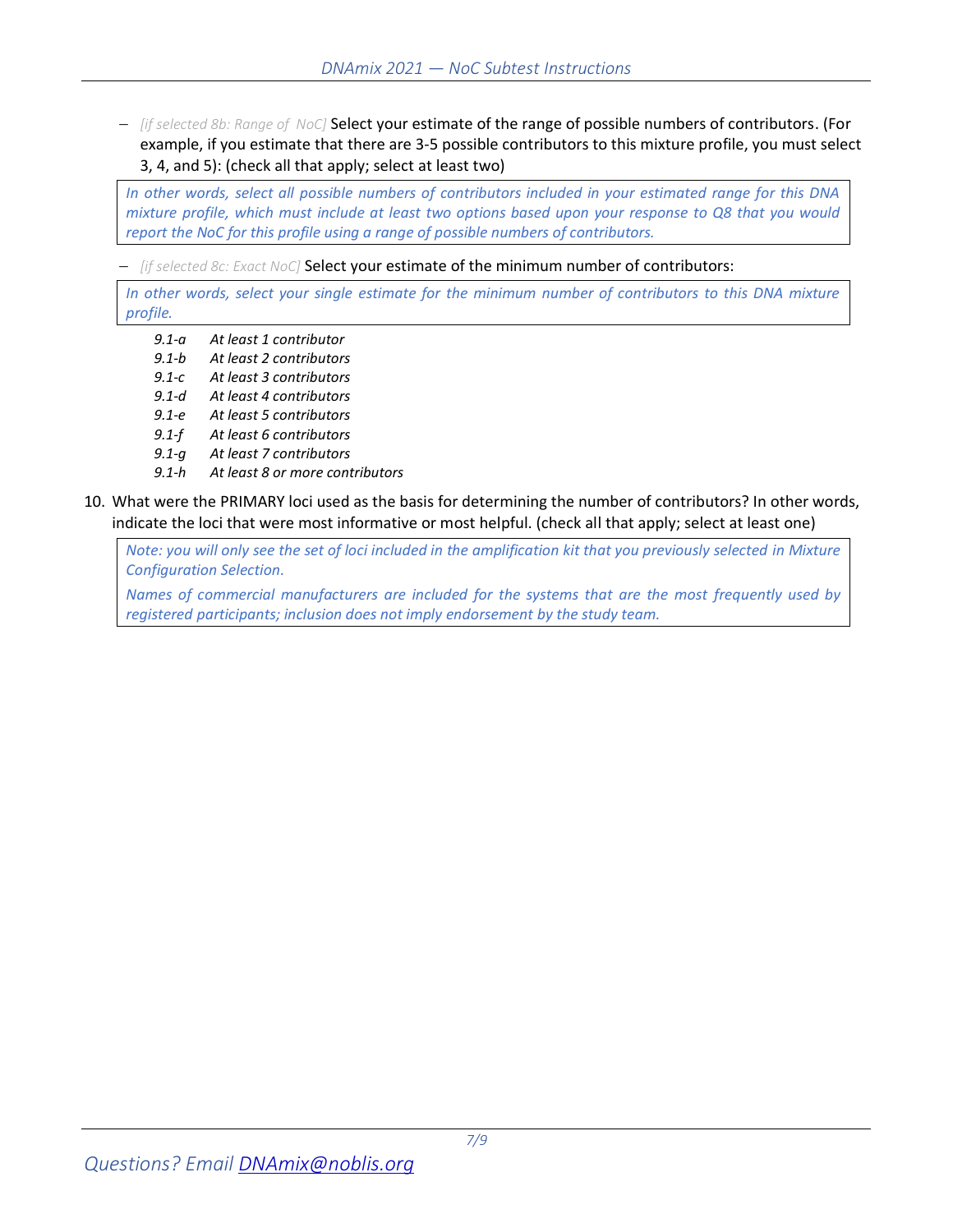– *[if selected 8b: Range of NoC]* Select your estimate of the range of possible numbers of contributors. (For example, if you estimate that there are 3-5 possible contributors to this mixture profile, you must select 3, 4, and 5): (check all that apply; select at least two)

> *In other words, select all possible numbers of contributors included in your estimated range for this DNA mixture profile, which must include at least two options based upon your response to Q8 that you would report the NoC for this profile using a range of possible numbers of contributors.*

– *[if selected 8c: Exact NoC]* Select your estimate of the minimum number of contributors:

> *In other words, select your single estimate for the minimum number of contributors to this DNA mixture profile.*

- *9.1-a* *At least 1 contributor*
- *9.1-b* *At least 2 contributors*
- *9.1-c* *At least 3 contributors*
- *9.1-d* *At least 4 contributors*
- *9.1-e* *At least 5 contributors*
- *9.1-f* *At least 6 contributors*
- *9.1-g* *At least 7 contributors*
- *9.1-h* *At least 8 or more contributors*

10. What were the PRIMARY loci used as the basis for determining the number of contributors? In other words, indicate the loci that were most informative or most helpful. (check all that apply; select at least one)

> *Note: you will only see the set of loci included in the amplification kit that you previously selected in Mixture Configuration Selection.*
>
> *Names of commercial manufacturers are included for the systems that are the most frequently used by registered participants; inclusion does not imply endorsement by the study team.*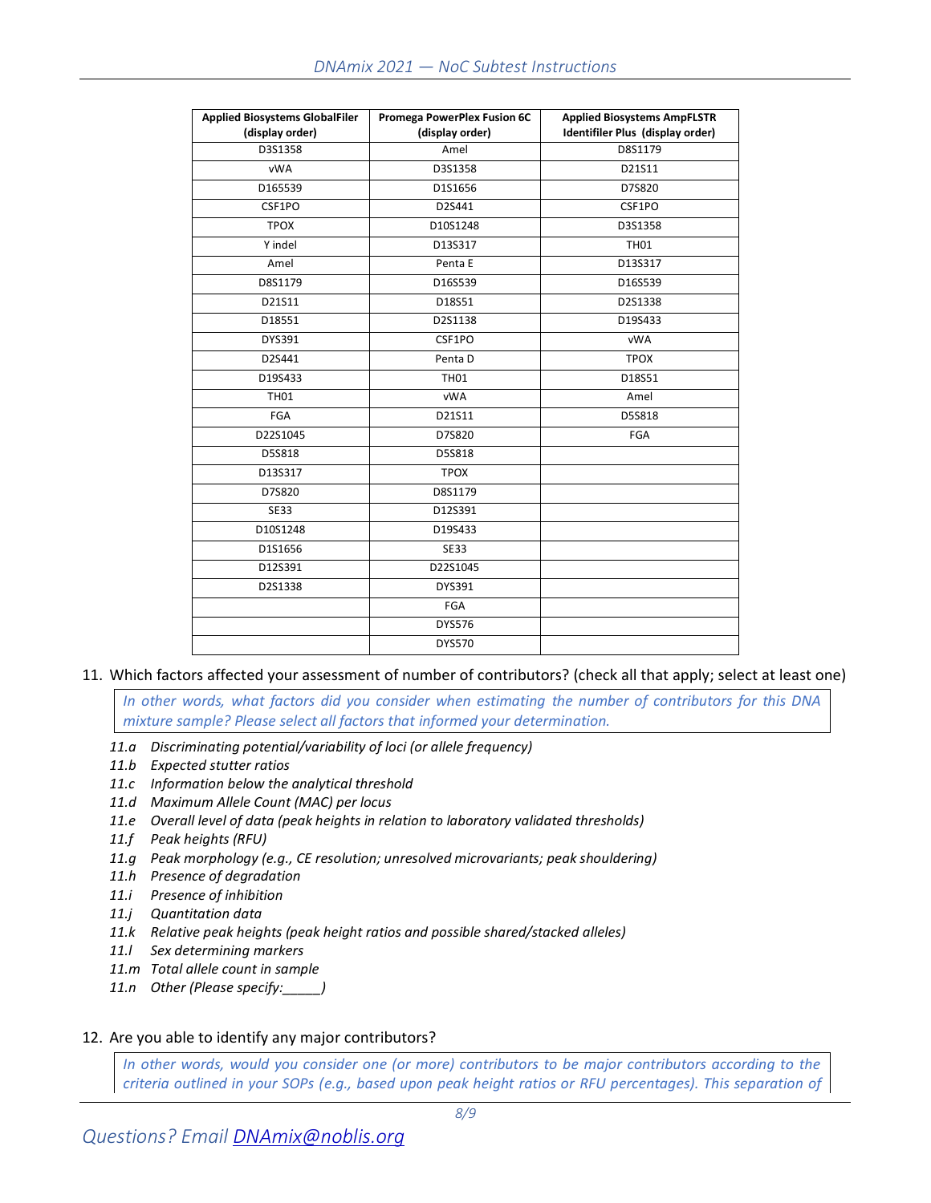| Applied Biosystems GlobalFiler (display order) | Promega PowerPlex Fusion 6C (display order) | Applied Biosystems AmpFLSTR Identifiler Plus (display order) |
|---|---|---|
| D3S1358 | Amel | D8S1179 |
| vWA | D3S1358 | D21S11 |
| D16S539 | D1S1656 | D7S820 |
| CSF1PO | D2S441 | CSF1PO |
| TPOX | D10S1248 | D3S1358 |
| Y indel | D13S317 | TH01 |
| Amel | Penta E | D13S317 |
| D8S1179 | D16S539 | D16S539 |
| D21S11 | D18S51 | D2S1338 |
| D18S51 | D2S1138 | D19S433 |
| DYS391 | CSF1PO | vWA |
| D2S441 | Penta D | TPOX |
| D19S433 | TH01 | D18S51 |
| TH01 | vWA | Amel |
| FGA | D21S11 | D5S818 |
| D22S1045 | D7S820 | FGA |
| D5S818 | D5S818 | |
| D13S317 | TPOX | |
| D7S820 | D8S1179 | |
| SE33 | D12S391 | |
| D10S1248 | D19S433 | |
| D1S1656 | SE33 | |
| D12S391 | D22S1045 | |
| D2S1338 | DYS391 | |
| | FGA | |
| | DYS576 | |
| | DYS570 | |

11. Which factors affected your assessment of number of contributors? (check all that apply; select at least one)

    *In other words, what factors did you consider when estimating the number of contributors for this DNA mixture sample? Please select all factors that informed your determination.*

    *11.a Discriminating potential/variability of loci (or allele frequency)*
    *11.b Expected stutter ratios*
    *11.c Information below the analytical threshold*
    *11.d Maximum Allele Count (MAC) per locus*
    *11.e Overall level of data (peak heights in relation to laboratory validated thresholds)*
    *11.f Peak heights (RFU)*
    *11.g Peak morphology (e.g., CE resolution; unresolved microvariants; peak shouldering)*
    *11.h Presence of degradation*
    *11.i Presence of inhibition*
    *11.j Quantitation data*
    *11.k Relative peak heights (peak height ratios and possible shared/stacked alleles)*
    *11.l Sex determining markers*
    *11.m Total allele count in sample*
    *11.n Other (Please specify:_____)*

12. Are you able to identify any major contributors?

    *In other words, would you consider one (or more) contributors to be major contributors according to the criteria outlined in your SOPs (e.g., based upon peak height ratios or RFU percentages). This separation of*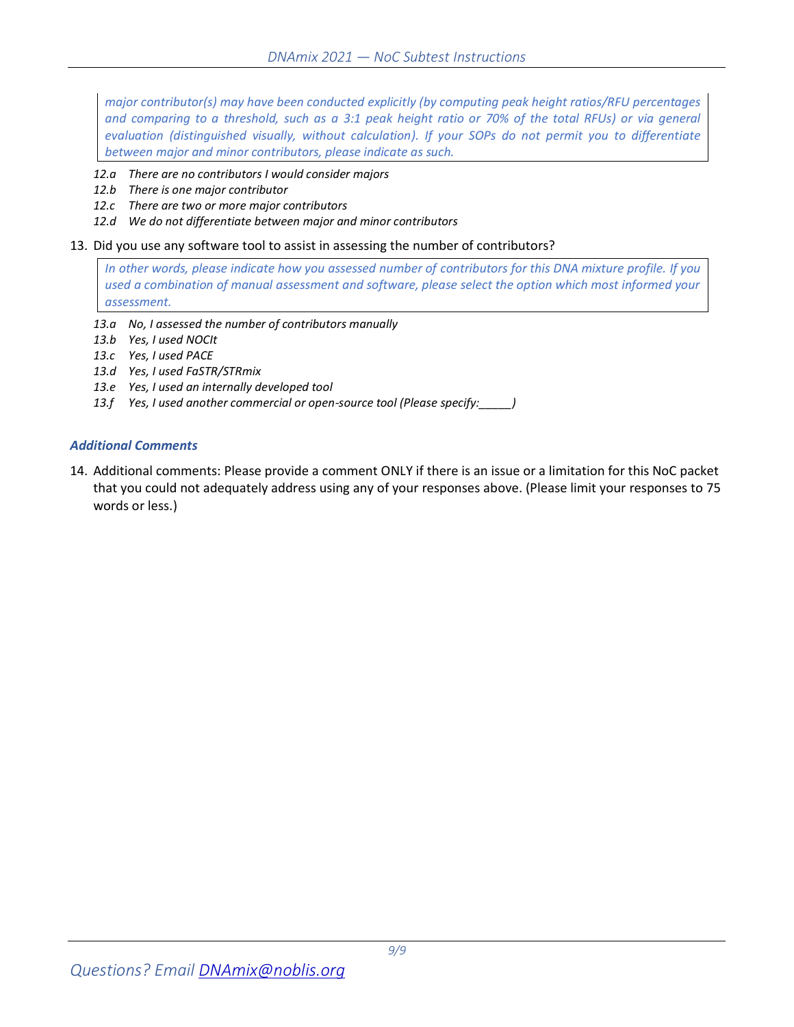*major contributor(s) may have been conducted explicitly (by computing peak height ratios/RFU percentages and comparing to a threshold, such as a 3:1 peak height ratio or 70% of the total RFUs) or via general evaluation (distinguished visually, without calculation). If your SOPs do not permit you to differentiate between major and minor contributors, please indicate as such.*

- *12.a There are no contributors I would consider majors*
- *12.b There is one major contributor*
- *12.c There are two or more major contributors*
- *12.d We do not differentiate between major and minor contributors*

13. Did you use any software tool to assist in assessing the number of contributors?

*In other words, please indicate how you assessed number of contributors for this DNA mixture profile. If you used a combination of manual assessment and software, please select the option which most informed your assessment.*

- *13.a No, I assessed the number of contributors manually*
- *13.b Yes, I used NOCIt*
- *13.c Yes, I used PACE*
- *13.d Yes, I used FaSTR/STRmix*
- *13.e Yes, I used an internally developed tool*
- *13.f Yes, I used another commercial or open-source tool (Please specify:_____)*

### *Additional Comments*

14. Additional comments: Please provide a comment ONLY if there is an issue or a limitation for this NoC packet that you could not adequately address using any of your responses above. (Please limit your responses to 75 words or less.)

*Questions? Email [DNAmix@noblis.org](mailto:DNAmix@noblis.org)*